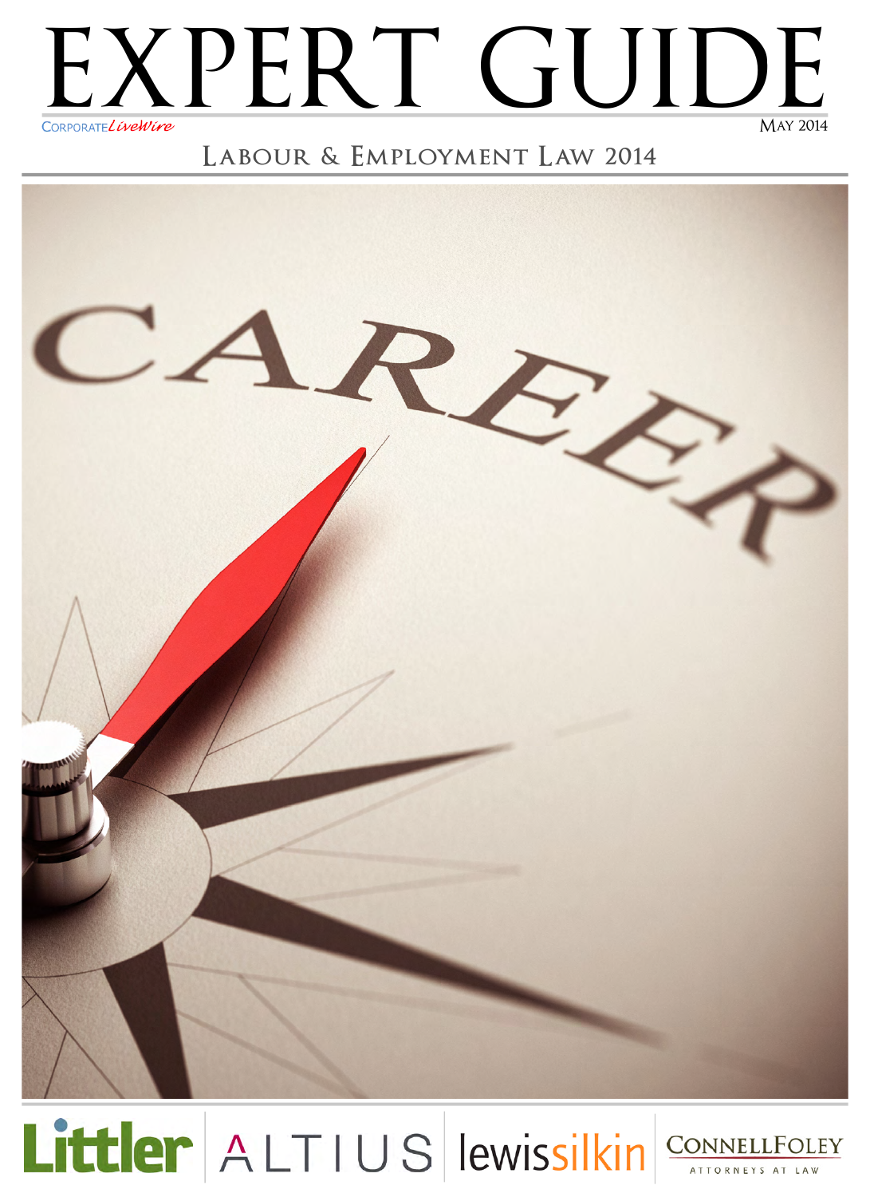# EXPERT GUIDE

CorporateLiveWire

May 2014

## Labour & Employment Law 2014

Littler | ALTIUS | lewissilkin | ConnellFoley Attorneys at Law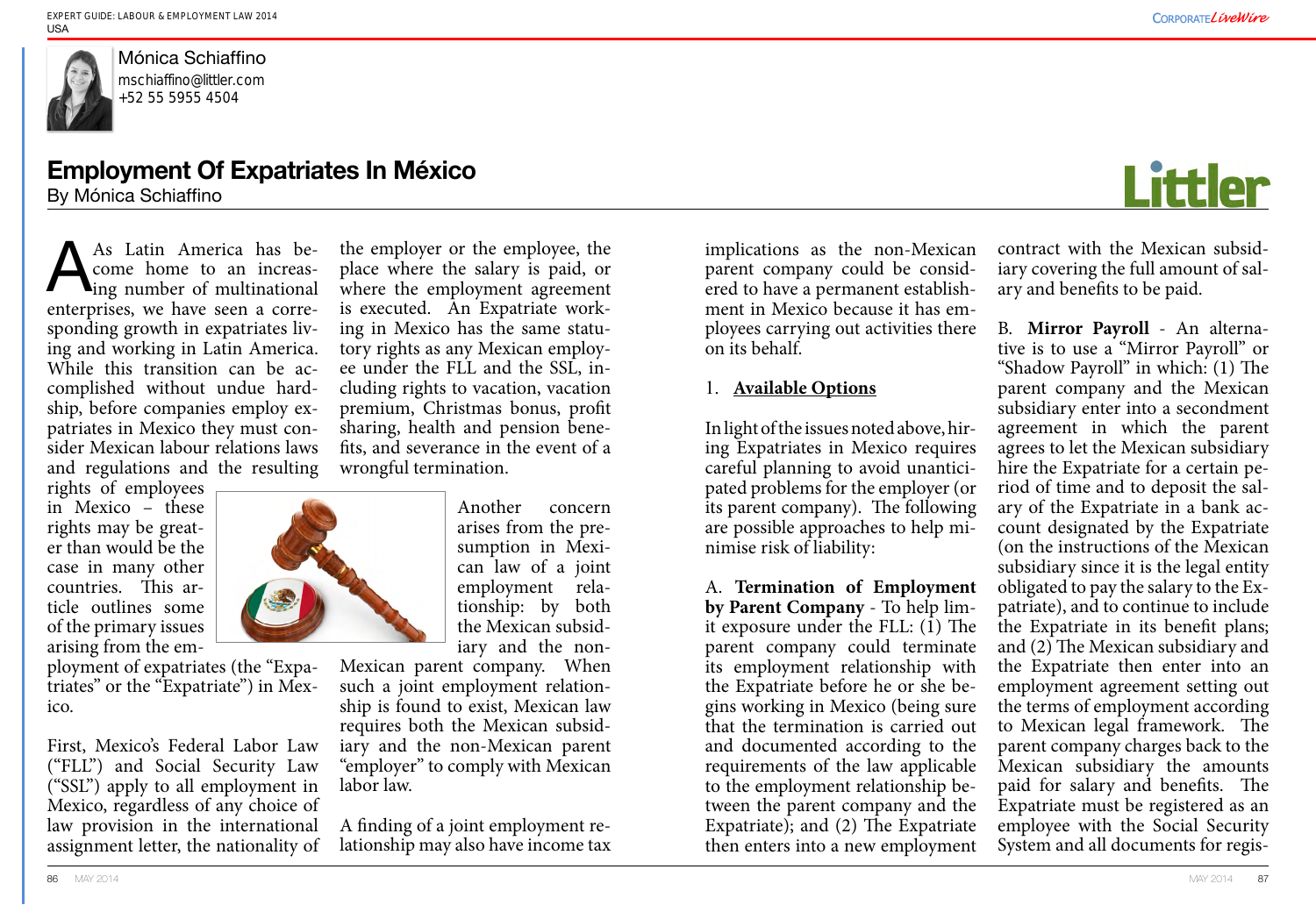Mónica Schiaffino
mschiaffino@littler.com
+52 55 5955 4504

# Employment Of Expatriates In México

By Mónica Schiaffino

As Latin America has become home to an increasing number of multinational enterprises, we have seen a corresponding growth in expatriates living and working in Latin America. While this transition can be accomplished without undue hardship, before companies employ expatriates in Mexico they must consider Mexican labour relations laws and regulations and the resulting rights of employees in Mexico – these rights may be greater than would be the case in many other countries. This article outlines some of the primary issues arising from the employment of expatriates (the "Expatriates" or the "Expatriate") in Mexico.

First, Mexico's Federal Labor Law ("FLL") and Social Security Law ("SSL") apply to all employment in Mexico, regardless of any choice of law provision in the international assignment letter, the nationality of the employer or the employee, the place where the salary is paid, or where the employment agreement is executed. An Expatriate working in Mexico has the same statutory rights as any Mexican employee under the FLL and the SSL, including rights to vacation, vacation premium, Christmas bonus, profit sharing, health and pension benefits, and severance in the event of a wrongful termination.

Another concern arises from the presumption in Mexican law of a joint employment relationship: by both the Mexican subsidiary and the non-Mexican parent company. When such a joint employment relationship is found to exist, Mexican law requires both the Mexican subsidiary and the non-Mexican parent "employer" to comply with Mexican labor law.

A finding of a joint employment relationship may also have income tax implications as the non-Mexican parent company could be considered to have a permanent establishment in Mexico because it has employees carrying out activities there on its behalf.

## 1. Available Options

In light of the issues noted above, hiring Expatriates in Mexico requires careful planning to avoid unanticipated problems for the employer (or its parent company). The following are possible approaches to help minimise risk of liability:

A. **Termination of Employment by Parent Company** - To help limit exposure under the FLL: (1) The parent company could terminate its employment relationship with the Expatriate before he or she begins working in Mexico (being sure that the termination is carried out and documented according to the requirements of the law applicable to the employment relationship between the parent company and the Expatriate); and (2) The Expatriate then enters into a new employment contract with the Mexican subsidiary covering the full amount of salary and benefits to be paid.

B. **Mirror Payroll** - An alternative is to use a "Mirror Payroll" or "Shadow Payroll" in which: (1) The parent company and the Mexican subsidiary enter into a secondment agreement in which the parent agrees to let the Mexican subsidiary hire the Expatriate for a certain period of time and to deposit the salary of the Expatriate in a bank account designated by the Expatriate (on the instructions of the Mexican subsidiary since it is the legal entity obligated to pay the salary to the Expatriate), and to continue to include the Expatriate in its benefit plans; and (2) The Mexican subsidiary and the Expatriate then enter into an employment agreement setting out the terms of employment according to Mexican legal framework. The parent company charges back to the Mexican subsidiary the amounts paid for salary and benefits. The Expatriate must be registered as an employee with the Social Security System and all documents for regis-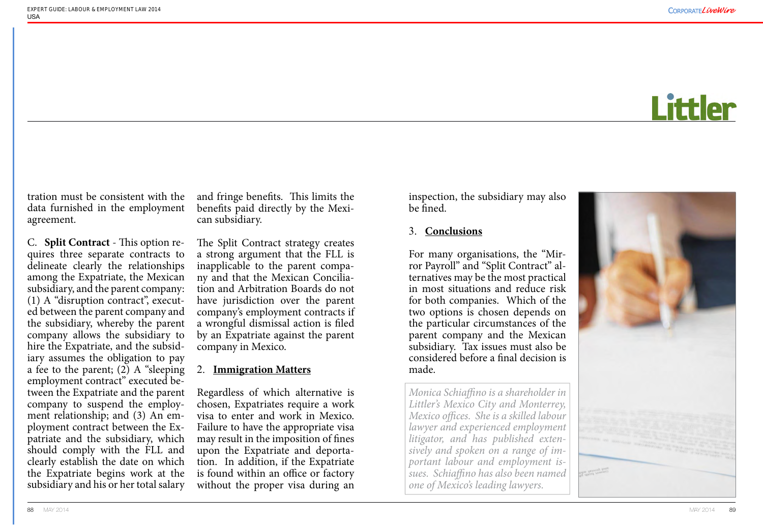tration must be consistent with the data furnished in the employment agreement.

C. **Split Contract** - This option requires three separate contracts to delineate clearly the relationships among the Expatriate, the Mexican subsidiary, and the parent company: (1) A "disruption contract", executed between the parent company and the subsidiary, whereby the parent company allows the subsidiary to hire the Expatriate, and the subsidiary assumes the obligation to pay a fee to the parent; (2) A "sleeping employment contract" executed between the Expatriate and the parent company to suspend the employment relationship; and (3) An employment contract between the Expatriate and the subsidiary, which should comply with the FLL and clearly establish the date on which the Expatriate begins work at the subsidiary and his or her total salary and fringe benefits. This limits the benefits paid directly by the Mexican subsidiary.

The Split Contract strategy creates a strong argument that the FLL is inapplicable to the parent company and that the Mexican Conciliation and Arbitration Boards do not have jurisdiction over the parent company's employment contracts if a wrongful dismissal action is filed by an Expatriate against the parent company in Mexico.

## 2. Immigration Matters

Regardless of which alternative is chosen, Expatriates require a work visa to enter and work in Mexico. Failure to have the appropriate visa may result in the imposition of fines upon the Expatriate and deportation. In addition, if the Expatriate is found within an office or factory without the proper visa during an inspection, the subsidiary may also be fined.

## 3. Conclusions

For many organisations, the "Mirror Payroll" and "Split Contract" alternatives may be the most practical in most situations and reduce risk for both companies. Which of the two options is chosen depends on the particular circumstances of the parent company and the Mexican subsidiary. Tax issues must also be considered before a final decision is made.

*Monica Schiaffino is a shareholder in Littler's Mexico City and Monterrey, Mexico offices. She is a skilled labour lawyer and experienced employment litigator, and has published extensively and spoken on a range of important labour and employment issues. Schiaffino has also been named one of Mexico's leading lawyers.*